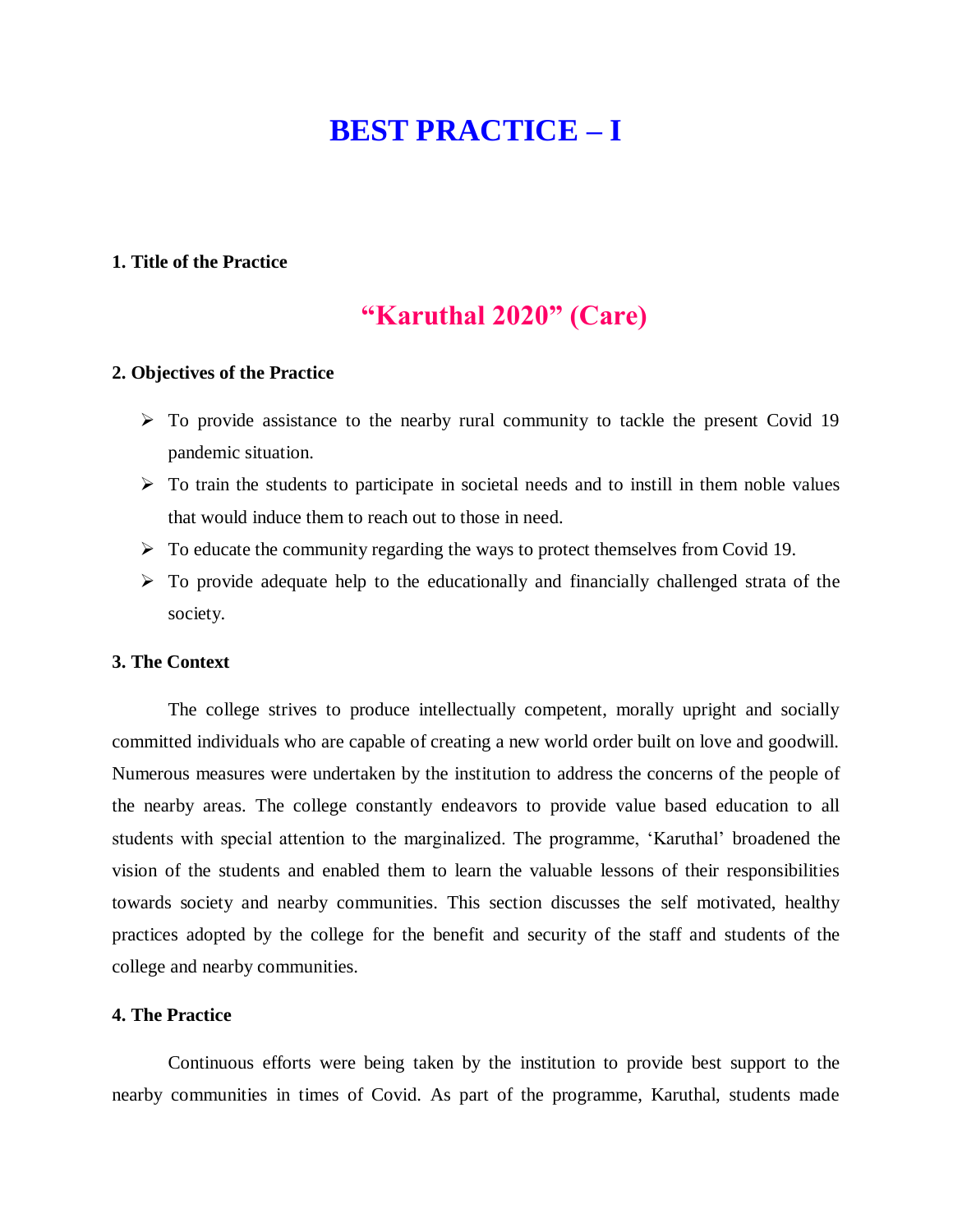# BEST PRACTICE – I

**1. Title of the Practice**

## "Karuthal 2020" (Care)

**2. Objectives of the Practice**

- To provide assistance to the nearby rural community to tackle the present Covid 19 pandemic situation.
- To train the students to participate in societal needs and to instill in them noble values that would induce them to reach out to those in need.
- To educate the community regarding the ways to protect themselves from Covid 19.
- To provide adequate help to the educationally and financially challenged strata of the society.

**3. The Context**

The college strives to produce intellectually competent, morally upright and socially committed individuals who are capable of creating a new world order built on love and goodwill. Numerous measures were undertaken by the institution to address the concerns of the people of the nearby areas. The college constantly endeavors to provide value based education to all students with special attention to the marginalized. The programme, 'Karuthal' broadened the vision of the students and enabled them to learn the valuable lessons of their responsibilities towards society and nearby communities. This section discusses the self motivated, healthy practices adopted by the college for the benefit and security of the staff and students of the college and nearby communities.

**4. The Practice**

Continuous efforts were being taken by the institution to provide best support to the nearby communities in times of Covid. As part of the programme, Karuthal, students made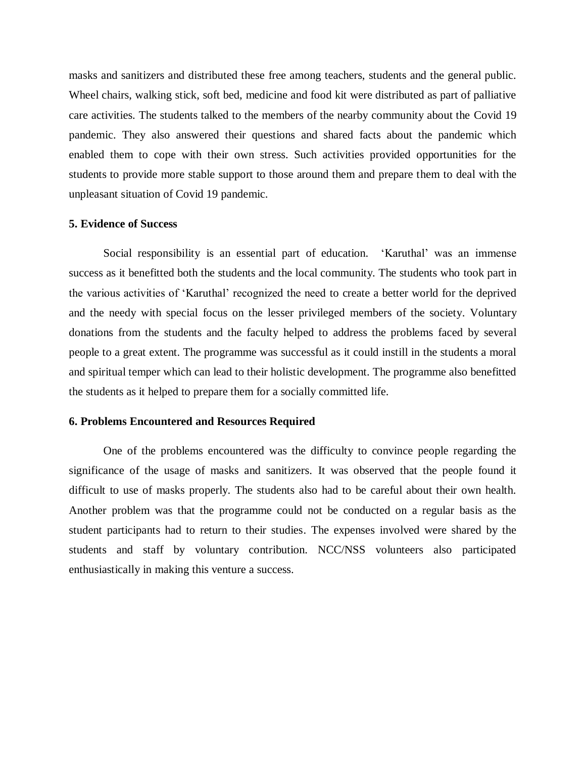masks and sanitizers and distributed these free among teachers, students and the general public. Wheel chairs, walking stick, soft bed, medicine and food kit were distributed as part of palliative care activities. The students talked to the members of the nearby community about the Covid 19 pandemic. They also answered their questions and shared facts about the pandemic which enabled them to cope with their own stress. Such activities provided opportunities for the students to provide more stable support to those around them and prepare them to deal with the unpleasant situation of Covid 19 pandemic.

**5. Evidence of Success**

Social responsibility is an essential part of education. 'Karuthal' was an immense success as it benefitted both the students and the local community. The students who took part in the various activities of 'Karuthal' recognized the need to create a better world for the deprived and the needy with special focus on the lesser privileged members of the society. Voluntary donations from the students and the faculty helped to address the problems faced by several people to a great extent. The programme was successful as it could instill in the students a moral and spiritual temper which can lead to their holistic development. The programme also benefitted the students as it helped to prepare them for a socially committed life.

**6. Problems Encountered and Resources Required**

One of the problems encountered was the difficulty to convince people regarding the significance of the usage of masks and sanitizers. It was observed that the people found it difficult to use of masks properly. The students also had to be careful about their own health. Another problem was that the programme could not be conducted on a regular basis as the student participants had to return to their studies. The expenses involved were shared by the students and staff by voluntary contribution. NCC/NSS volunteers also participated enthusiastically in making this venture a success.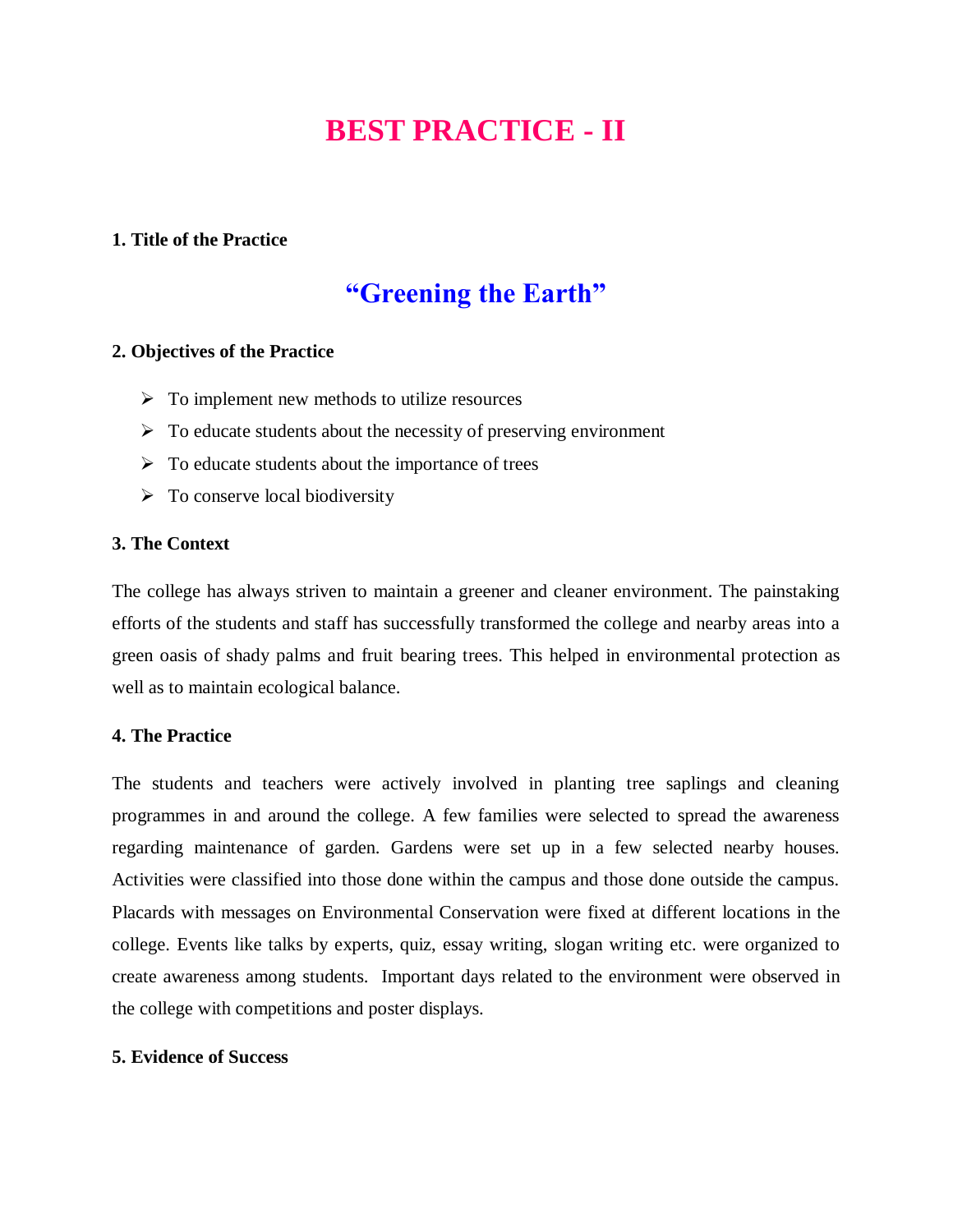# BEST PRACTICE - II

**1. Title of the Practice**

## "Greening the Earth"

**2. Objectives of the Practice**

- To implement new methods to utilize resources
- To educate students about the necessity of preserving environment
- To educate students about the importance of trees
- To conserve local biodiversity

**3. The Context**

The college has always striven to maintain a greener and cleaner environment. The painstaking efforts of the students and staff has successfully transformed the college and nearby areas into a green oasis of shady palms and fruit bearing trees. This helped in environmental protection as well as to maintain ecological balance.

**4. The Practice**

The students and teachers were actively involved in planting tree saplings and cleaning programmes in and around the college. A few families were selected to spread the awareness regarding maintenance of garden. Gardens were set up in a few selected nearby houses. Activities were classified into those done within the campus and those done outside the campus. Placards with messages on Environmental Conservation were fixed at different locations in the college. Events like talks by experts, quiz, essay writing, slogan writing etc. were organized to create awareness among students. Important days related to the environment were observed in the college with competitions and poster displays.

**5. Evidence of Success**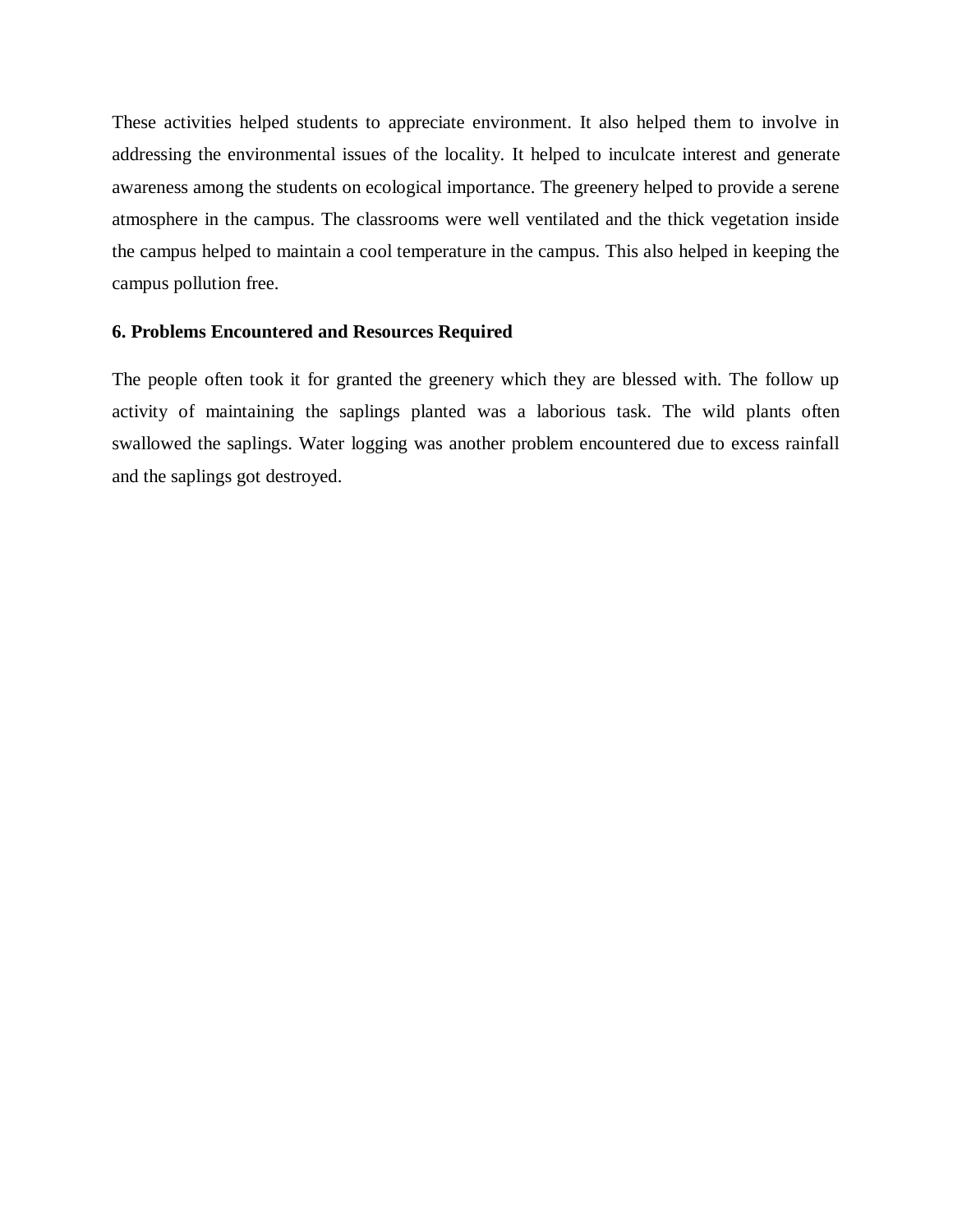These activities helped students to appreciate environment. It also helped them to involve in addressing the environmental issues of the locality. It helped to inculcate interest and generate awareness among the students on ecological importance. The greenery helped to provide a serene atmosphere in the campus. The classrooms were well ventilated and the thick vegetation inside the campus helped to maintain a cool temperature in the campus. This also helped in keeping the campus pollution free.

**6. Problems Encountered and Resources Required**

The people often took it for granted the greenery which they are blessed with. The follow up activity of maintaining the saplings planted was a laborious task. The wild plants often swallowed the saplings. Water logging was another problem encountered due to excess rainfall and the saplings got destroyed.